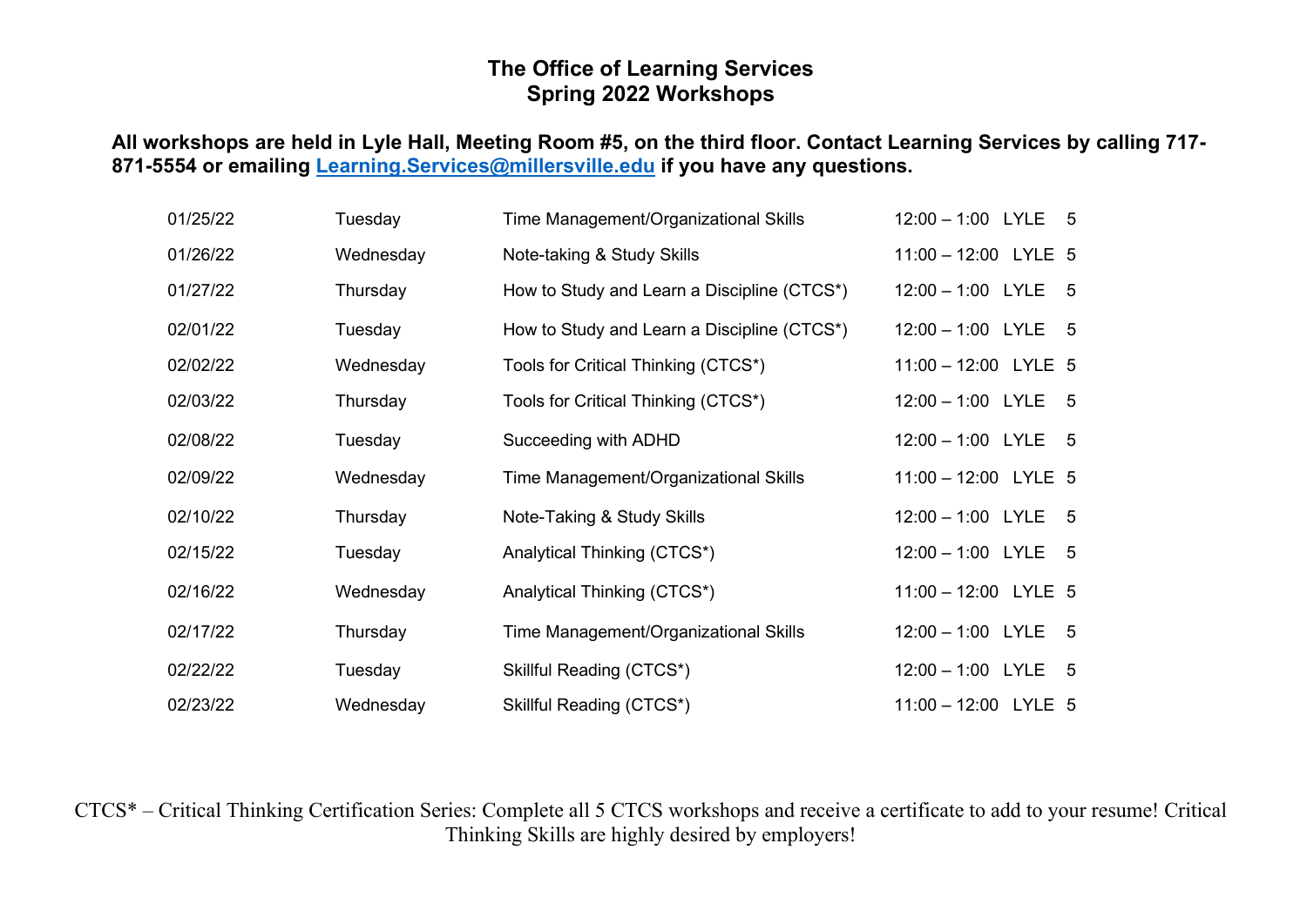# The Office of Learning Services
## Spring 2022 Workshops

**All workshops are held in Lyle Hall, Meeting Room #5, on the third floor. Contact Learning Services by calling 717-871-5554 or emailing [Learning.Services@millersville.edu](mailto:Learning.Services@millersville.edu) if you have any questions.**

| Date | Day | Workshop | Time | Building | Room |
|---|---|---|---|---|---|
| 01/25/22 | Tuesday | Time Management/Organizational Skills | 12:00 – 1:00 | LYLE | 5 |
| 01/26/22 | Wednesday | Note-taking & Study Skills | 11:00 – 12:00 | LYLE | 5 |
| 01/27/22 | Thursday | How to Study and Learn a Discipline (CTCS*) | 12:00 – 1:00 | LYLE | 5 |
| 02/01/22 | Tuesday | How to Study and Learn a Discipline (CTCS*) | 12:00 – 1:00 | LYLE | 5 |
| 02/02/22 | Wednesday | Tools for Critical Thinking (CTCS*) | 11:00 – 12:00 | LYLE | 5 |
| 02/03/22 | Thursday | Tools for Critical Thinking (CTCS*) | 12:00 – 1:00 | LYLE | 5 |
| 02/08/22 | Tuesday | Succeeding with ADHD | 12:00 – 1:00 | LYLE | 5 |
| 02/09/22 | Wednesday | Time Management/Organizational Skills | 11:00 – 12:00 | LYLE | 5 |
| 02/10/22 | Thursday | Note-Taking & Study Skills | 12:00 – 1:00 | LYLE | 5 |
| 02/15/22 | Tuesday | Analytical Thinking (CTCS*) | 12:00 – 1:00 | LYLE | 5 |
| 02/16/22 | Wednesday | Analytical Thinking (CTCS*) | 11:00 – 12:00 | LYLE | 5 |
| 02/17/22 | Thursday | Time Management/Organizational Skills | 12:00 – 1:00 | LYLE | 5 |
| 02/22/22 | Tuesday | Skillful Reading (CTCS*) | 12:00 – 1:00 | LYLE | 5 |
| 02/23/22 | Wednesday | Skillful Reading (CTCS*) | 11:00 – 12:00 | LYLE | 5 |

CTCS* – Critical Thinking Certification Series: Complete all 5 CTCS workshops and receive a certificate to add to your resume! Critical Thinking Skills are highly desired by employers!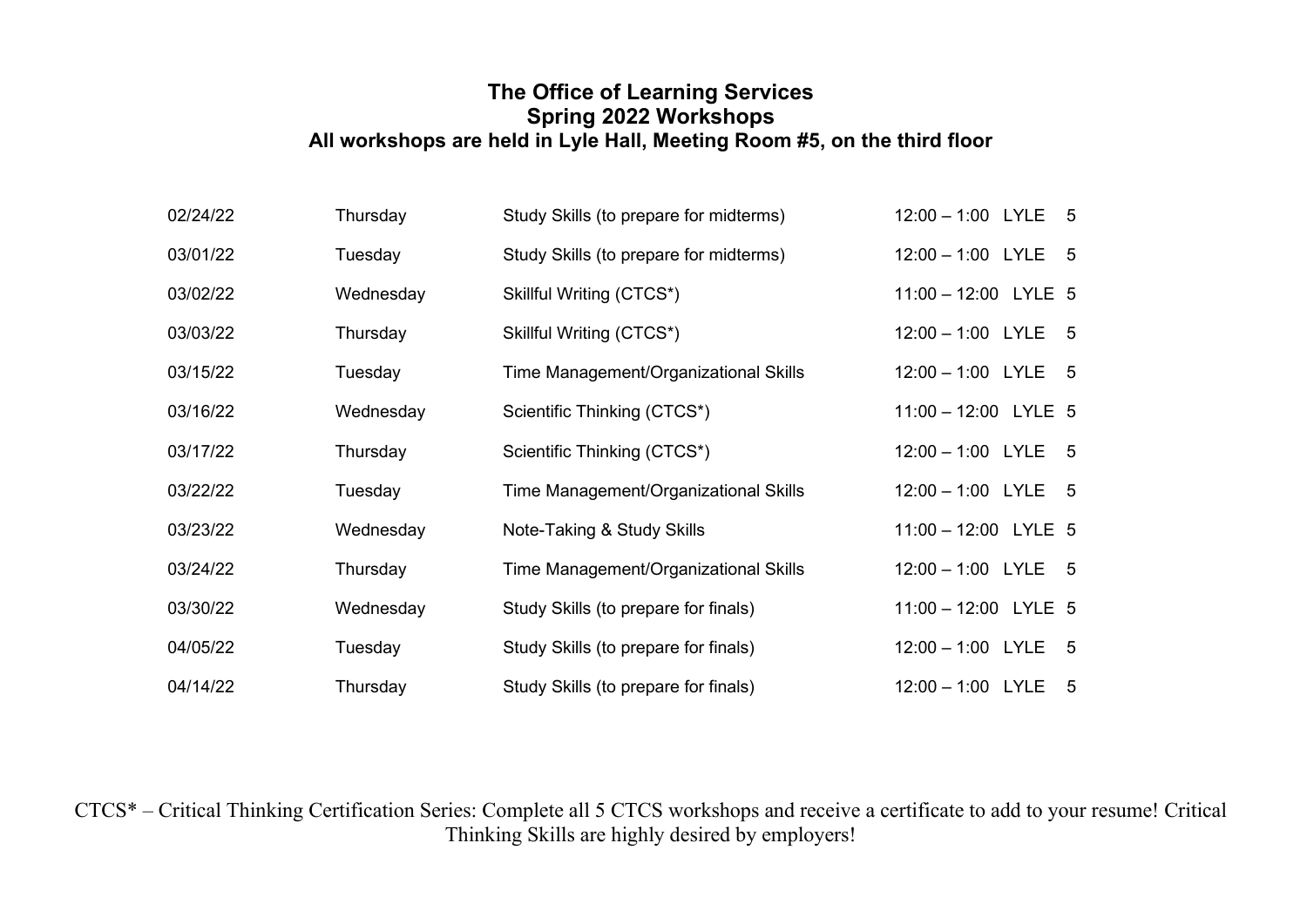**The Office of Learning Services**
**Spring 2022 Workshops**
**All workshops are held in Lyle Hall, Meeting Room #5, on the third floor**

| | | | |
|---|---|---|---|
| 02/24/22 | Thursday | Study Skills (to prepare for midterms) | 12:00 – 1:00 LYLE 5 |
| 03/01/22 | Tuesday | Study Skills (to prepare for midterms) | 12:00 – 1:00 LYLE 5 |
| 03/02/22 | Wednesday | Skillful Writing (CTCS*) | 11:00 – 12:00 LYLE 5 |
| 03/03/22 | Thursday | Skillful Writing (CTCS*) | 12:00 – 1:00 LYLE 5 |
| 03/15/22 | Tuesday | Time Management/Organizational Skills | 12:00 – 1:00 LYLE 5 |
| 03/16/22 | Wednesday | Scientific Thinking (CTCS*) | 11:00 – 12:00 LYLE 5 |
| 03/17/22 | Thursday | Scientific Thinking (CTCS*) | 12:00 – 1:00 LYLE 5 |
| 03/22/22 | Tuesday | Time Management/Organizational Skills | 12:00 – 1:00 LYLE 5 |
| 03/23/22 | Wednesday | Note-Taking & Study Skills | 11:00 – 12:00 LYLE 5 |
| 03/24/22 | Thursday | Time Management/Organizational Skills | 12:00 – 1:00 LYLE 5 |
| 03/30/22 | Wednesday | Study Skills (to prepare for finals) | 11:00 – 12:00 LYLE 5 |
| 04/05/22 | Tuesday | Study Skills (to prepare for finals) | 12:00 – 1:00 LYLE 5 |
| 04/14/22 | Thursday | Study Skills (to prepare for finals) | 12:00 – 1:00 LYLE 5 |

CTCS* – Critical Thinking Certification Series: Complete all 5 CTCS workshops and receive a certificate to add to your resume! Critical Thinking Skills are highly desired by employers!